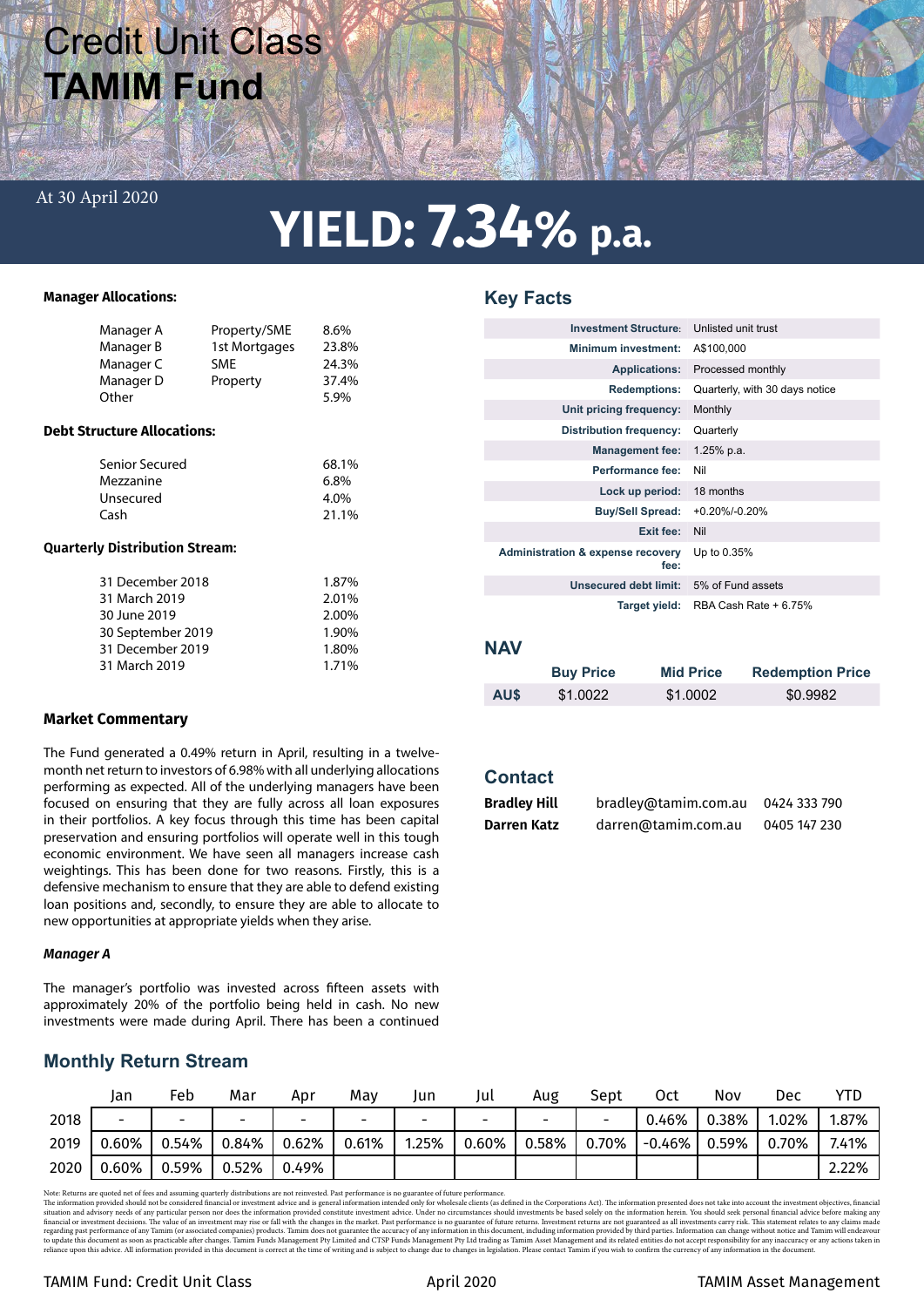# Credit Unit Class
# TAMIM Fund

At 30 April 2020

## YIELD: 7.34% p.a.

**Manager Allocations:**

| | | |
|---|---|---|
| Manager A | Property/SME | 8.6% |
| Manager B | 1st Mortgages | 23.8% |
| Manager C | SME | 24.3% |
| Manager D | Property | 37.4% |
| Other | | 5.9% |

**Debt Structure Allocations:**

| | |
|---|---|
| Senior Secured | 68.1% |
| Mezzanine | 6.8% |
| Unsecured | 4.0% |
| Cash | 21.1% |

**Quarterly Distribution Stream:**

| | |
|---|---|
| 31 December 2018 | 1.87% |
| 31 March 2019 | 2.01% |
| 30 June 2019 | 2.00% |
| 30 September 2019 | 1.90% |
| 31 December 2019 | 1.80% |
| 31 March 2019 | 1.71% |

**Market Commentary**

The Fund generated a 0.49% return in April, resulting in a twelve-month net return to investors of 6.98% with all underlying allocations performing as expected. All of the underlying managers have been focused on ensuring that they are fully across all loan exposures in their portfolios. A key focus through this time has been capital preservation and ensuring portfolios will operate well in this tough economic environment. We have seen all managers increase cash weightings. This has been done for two reasons. Firstly, this is a defensive mechanism to ensure that they are able to defend existing loan positions and, secondly, to ensure they are able to allocate to new opportunities at appropriate yields when they arise.

***Manager A***

The manager's portfolio was invested across fifteen assets with approximately 20% of the portfolio being held in cash. No new investments were made during April. There has been a continued

## Key Facts

| | |
|---|---|
| **Investment Structure:** | Unlisted unit trust |
| **Minimum investment:** | A$100,000 |
| **Applications:** | Processed monthly |
| **Redemptions:** | Quarterly, with 30 days notice |
| **Unit pricing frequency:** | Monthly |
| **Distribution frequency:** | Quarterly |
| **Management fee:** | 1.25% p.a. |
| **Performance fee:** | Nil |
| **Lock up period:** | 18 months |
| **Buy/Sell Spread:** | +0.20%/-0.20% |
| **Exit fee:** | Nil |
| **Administration & expense recovery fee:** | Up to 0.35% |
| **Unsecured debt limit:** | 5% of Fund assets |
| **Target yield:** | RBA Cash Rate + 6.75% |

## NAV

| | Buy Price | Mid Price | Redemption Price |
|---|---|---|---|
| **AU$** | $1.0022 | $1.0002 | $0.9982 |

## Contact

| | | |
|---|---|---|
| **Bradley Hill** | bradley@tamim.com.au | 0424 333 790 |
| **Darren Katz** | darren@tamim.com.au | 0405 147 230 |

## Monthly Return Stream

| | Jan | Feb | Mar | Apr | May | Jun | Jul | Aug | Sept | Oct | Nov | Dec | YTD |
|---|---|---|---|---|---|---|---|---|---|---|---|---|---|
| 2018 | - | - | - | - | - | - | - | - | - | 0.46% | 0.38% | 1.02% | 1.87% |
| 2019 | 0.60% | 0.54% | 0.84% | 0.62% | 0.61% | 1.25% | 0.60% | 0.58% | 0.70% | -0.46% | 0.59% | 0.70% | 7.41% |
| 2020 | 0.60% | 0.59% | 0.52% | 0.49% | | | | | | | | | 2.22% |

Note: Returns are quoted net of fees and assuming quarterly distributions are not reinvested. Past performance is no guarantee of future performance.
The information provided should not be considered financial or investment advice and is general information intended only for wholesale clients (as defined in the Corporations Act). The information presented does not take into account the investment objectives, financial situation and advisory needs of any particular person nor does the information provided constitute investment advice. Under no circumstances should investments be based solely on the information herein. You should seek personal financial advice before making any financial or investment decisions. The value of an investment may rise or fall with the changes in the market. Past performance is no guarantee of future returns. Investment returns are not guaranteed as all investments carry risk. This statement relates to any claims made regarding past performance of any Tamim (or associated companies) products. Tamim does not guarantee the accuracy of any information in this document, including information provided by third parties. Information can change without notice and Tamim will endeavour to update this document as soon as practicable after changes. Tamim Funds Management Pty Limited and CTSP Funds Management Pty Ltd trading as Tamim Asset Management and its related entities do not accept responsibility for any inaccuracy or any actions taken in reliance upon this advice. All information provided in this document is correct at the time of writing and is subject to change due to changes in legislation. Please contact Tamim if you wish to confirm the currency of any information in the document.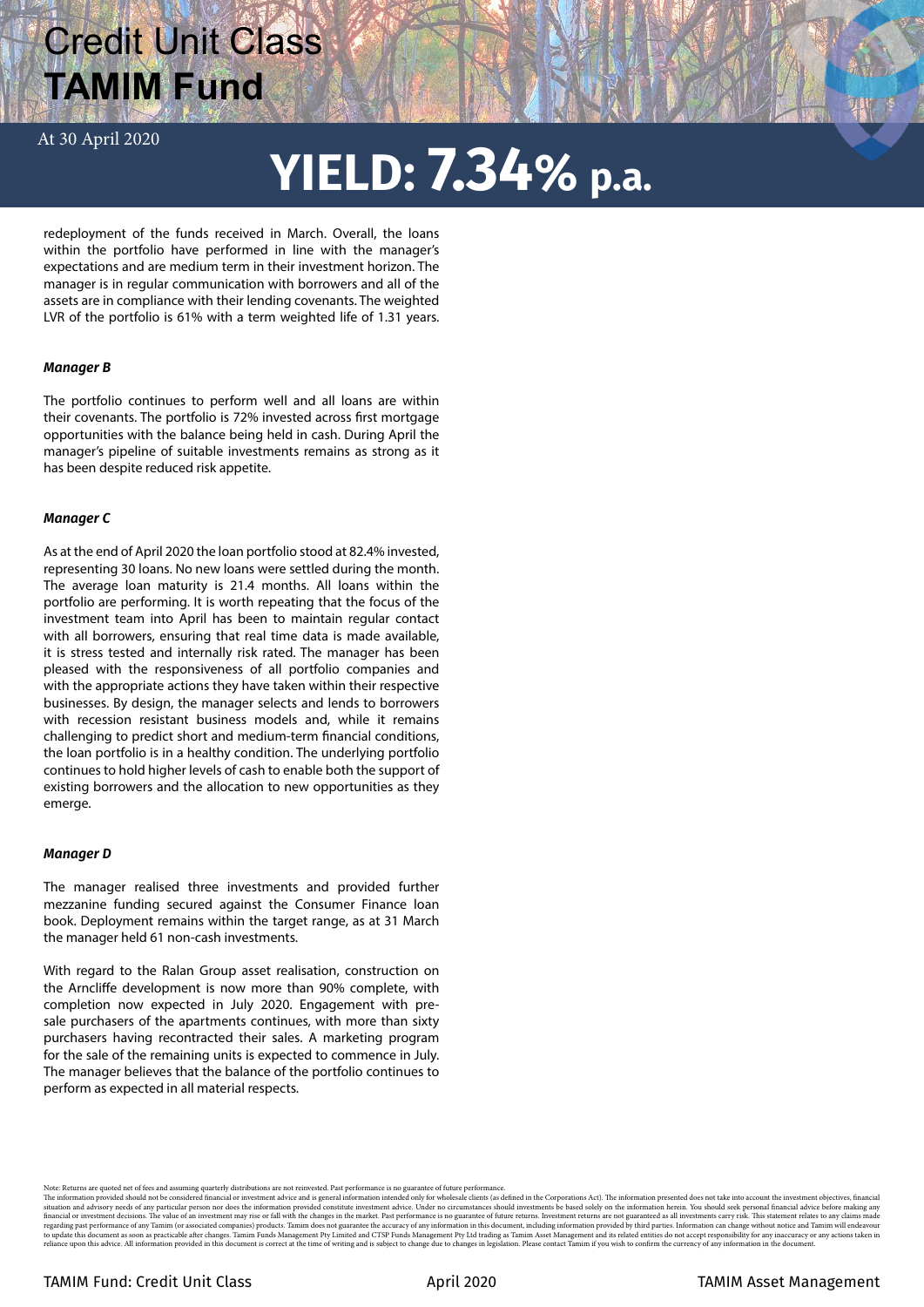# Credit Unit Class
# TAMIM Fund

At 30 April 2020

**YIELD: 7.34% p.a.**

redeployment of the funds received in March. Overall, the loans within the portfolio have performed in line with the manager's expectations and are medium term in their investment horizon. The manager is in regular communication with borrowers and all of the assets are in compliance with their lending covenants. The weighted LVR of the portfolio is 61% with a term weighted life of 1.31 years.

***Manager B***

The portfolio continues to perform well and all loans are within their covenants. The portfolio is 72% invested across first mortgage opportunities with the balance being held in cash. During April the manager's pipeline of suitable investments remains as strong as it has been despite reduced risk appetite.

***Manager C***

As at the end of April 2020 the loan portfolio stood at 82.4% invested, representing 30 loans. No new loans were settled during the month. The average loan maturity is 21.4 months. All loans within the portfolio are performing. It is worth repeating that the focus of the investment team into April has been to maintain regular contact with all borrowers, ensuring that real time data is made available, it is stress tested and internally risk rated. The manager has been pleased with the responsiveness of all portfolio companies and with the appropriate actions they have taken within their respective businesses. By design, the manager selects and lends to borrowers with recession resistant business models and, while it remains challenging to predict short and medium-term financial conditions, the loan portfolio is in a healthy condition. The underlying portfolio continues to hold higher levels of cash to enable both the support of existing borrowers and the allocation to new opportunities as they emerge.

***Manager D***

The manager realised three investments and provided further mezzanine funding secured against the Consumer Finance loan book. Deployment remains within the target range, as at 31 March the manager held 61 non-cash investments.

With regard to the Ralan Group asset realisation, construction on the Arncliffe development is now more than 90% complete, with completion now expected in July 2020. Engagement with pre-sale purchasers of the apartments continues, with more than sixty purchasers having recontracted their sales. A marketing program for the sale of the remaining units is expected to commence in July. The manager believes that the balance of the portfolio continues to perform as expected in all material respects.

Note: Returns are quoted net of fees and assuming quarterly distributions are not reinvested. Past performance is no guarantee of future performance.
The information provided should not be considered financial or investment advice and is general information intended only for wholesale clients (as defined in the Corporations Act). The information presented does not take into account the investment objectives, financial situation and advisory needs of any particular person nor does the information provided constitute investment advice. Under no circumstances should investments be based solely on the information herein. You should seek personal financial advice before making any financial or investment decisions. The value of an investment may rise or fall with the changes in the market. Past performance is no guarantee of future returns. Investment returns are not guaranteed as all investments carry risk. This statement relates to any claims made regarding past performance of any Tamim (or associated companies) products. Tamim does not guarantee the accuracy of any information in this document, including information provided by third parties. Information can change without notice and Tamim will endeavour to update this document as soon as practicable after changes. Tamim Funds Management Pty Limited and CTSP Funds Management Pty Ltd trading as Tamim Asset Management and its related entities do not accept responsibility for any inaccuracy or any actions taken in reliance upon this advice. All information provided in this document is correct at the time of writing and is subject to change due to changes in legislation. Please contact Tamim if you wish to confirm the currency of any information in the document.